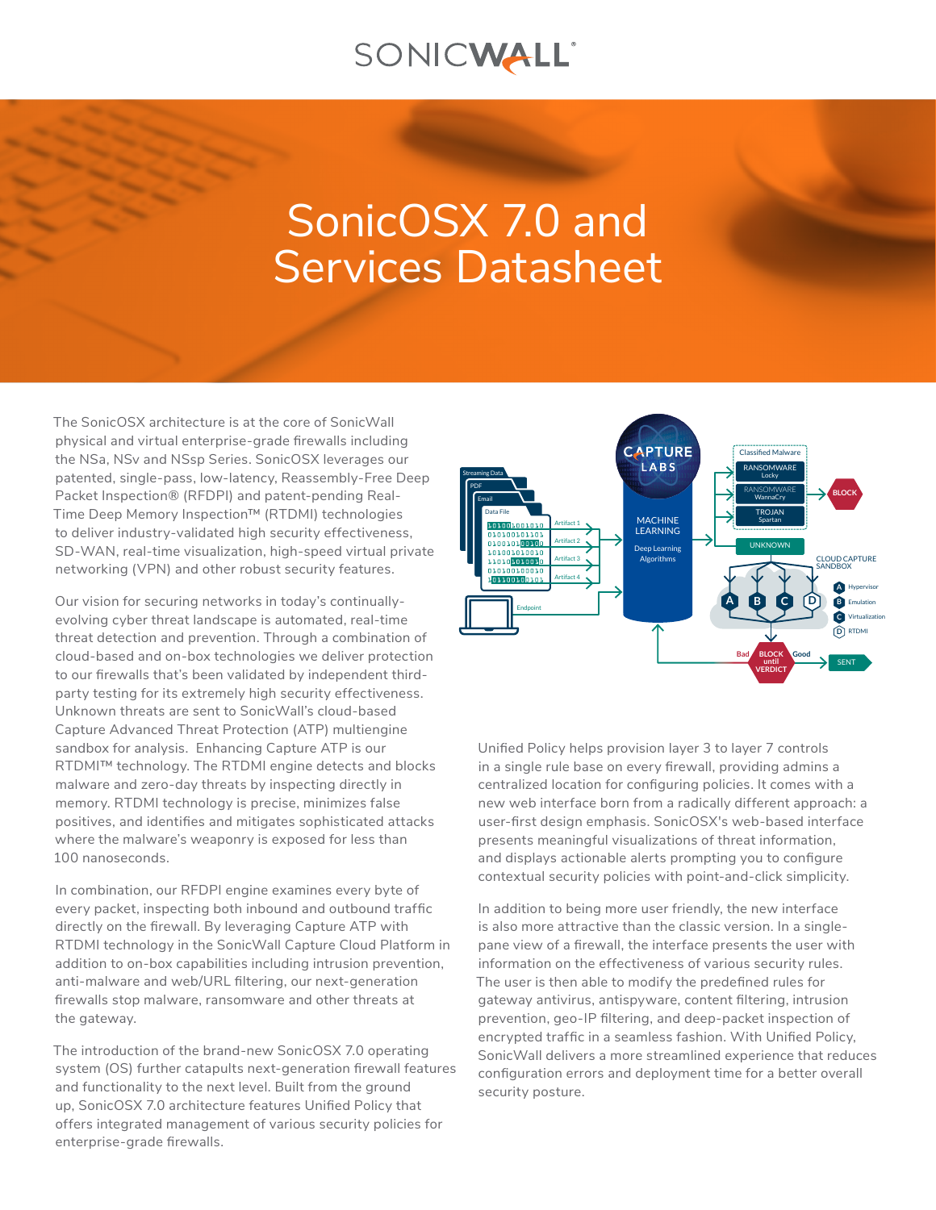SONICWALL

# SonicOSX 7.0 and Services Datasheet

The SonicOSX architecture is at the core of SonicWall physical and virtual enterprise-grade firewalls including the NSa, NSv and NSsp Series. SonicOSX leverages our patented, single-pass, low-latency, Reassembly-Free Deep Packet Inspection® (RFDPI) and patent-pending Real-Time Deep Memory Inspection™ (RTDMI) technologies to deliver industry-validated high security effectiveness, SD-WAN, real-time visualization, high-speed virtual private networking (VPN) and other robust security features.

Our vision for securing networks in today's continually-evolving cyber threat landscape is automated, real-time threat detection and prevention. Through a combination of cloud-based and on-box technologies we deliver protection to our firewalls that's been validated by independent third-party testing for its extremely high security effectiveness. Unknown threats are sent to SonicWall's cloud-based Capture Advanced Threat Protection (ATP) multiengine sandbox for analysis. Enhancing Capture ATP is our RTDMI™ technology. The RTDMI engine detects and blocks malware and zero-day threats by inspecting directly in memory. RTDMI technology is precise, minimizes false positives, and identifies and mitigates sophisticated attacks where the malware's weaponry is exposed for less than 100 nanoseconds.

In combination, our RFDPI engine examines every byte of every packet, inspecting both inbound and outbound traffic directly on the firewall. By leveraging Capture ATP with RTDMI technology in the SonicWall Capture Cloud Platform in addition to on-box capabilities including intrusion prevention, anti-malware and web/URL filtering, our next-generation firewalls stop malware, ransomware and other threats at the gateway.

The introduction of the brand-new SonicOSX 7.0 operating system (OS) further catapults next-generation firewall features and functionality to the next level. Built from the ground up, SonicOSX 7.0 architecture features Unified Policy that offers integrated management of various security policies for enterprise-grade firewalls.

Unified Policy helps provision layer 3 to layer 7 controls in a single rule base on every firewall, providing admins a centralized location for configuring policies. It comes with a new web interface born from a radically different approach: a user-first design emphasis. SonicOSX's web-based interface presents meaningful visualizations of threat information, and displays actionable alerts prompting you to configure contextual security policies with point-and-click simplicity.

In addition to being more user friendly, the new interface is also more attractive than the classic version. In a single-pane view of a firewall, the interface presents the user with information on the effectiveness of various security rules. The user is then able to modify the predefined rules for gateway antivirus, antispyware, content filtering, intrusion prevention, geo-IP filtering, and deep-packet inspection of encrypted traffic in a seamless fashion. With Unified Policy, SonicWall delivers a more streamlined experience that reduces configuration errors and deployment time for a better overall security posture.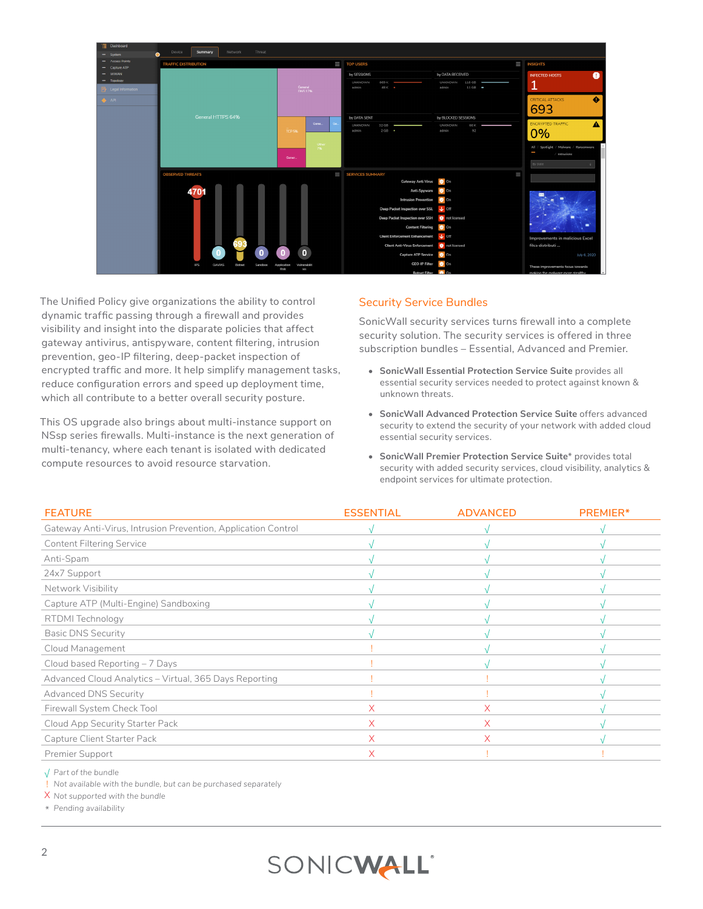The Unified Policy give organizations the ability to control dynamic traffic passing through a firewall and provides visibility and insight into the disparate policies that affect gateway antivirus, antispyware, content filtering, intrusion prevention, geo-IP filtering, deep-packet inspection of encrypted traffic and more. It help simplify management tasks, reduce configuration errors and speed up deployment time, which all contribute to a better overall security posture.

This OS upgrade also brings about multi-instance support on NSsp series firewalls. Multi-instance is the next generation of multi-tenancy, where each tenant is isolated with dedicated compute resources to avoid resource starvation.

## Security Service Bundles

SonicWall security services turns firewall into a complete security solution. The security services is offered in three subscription bundles – Essential, Advanced and Premier.

- **SonicWall Essential Protection Service Suite** provides all essential security services needed to protect against known & unknown threats.
- **SonicWall Advanced Protection Service Suite** offers advanced security to extend the security of your network with added cloud essential security services.
- **SonicWall Premier Protection Service Suite*** provides total security with added security services, cloud visibility, analytics & endpoint services for ultimate protection.

| FEATURE | ESSENTIAL | ADVANCED | PREMIER* |
|---|---|---|---|
| Gateway Anti-Virus, Intrusion Prevention, Application Control | √ | √ | √ |
| Content Filtering Service | √ | √ | √ |
| Anti-Spam | √ | √ | √ |
| 24x7 Support | √ | √ | √ |
| Network Visibility | √ | √ | √ |
| Capture ATP (Multi-Engine) Sandboxing | √ | √ | √ |
| RTDMI Technology | √ | √ | √ |
| Basic DNS Security | √ | √ | √ |
| Cloud Management | ! | √ | √ |
| Cloud based Reporting – 7 Days | ! | √ | √ |
| Advanced Cloud Analytics – Virtual, 365 Days Reporting | ! | ! | √ |
| Advanced DNS Security | ! | ! | √ |
| Firewall System Check Tool | X | X | √ |
| Cloud App Security Starter Pack | X | X | √ |
| Capture Client Starter Pack | X | X | √ |
| Premier Support | X | ! | ! |

√ *Part of the bundle*
! *Not available with the bundle, but can be purchased separately*
X *Not supported with the bundle*
\* *Pending availability*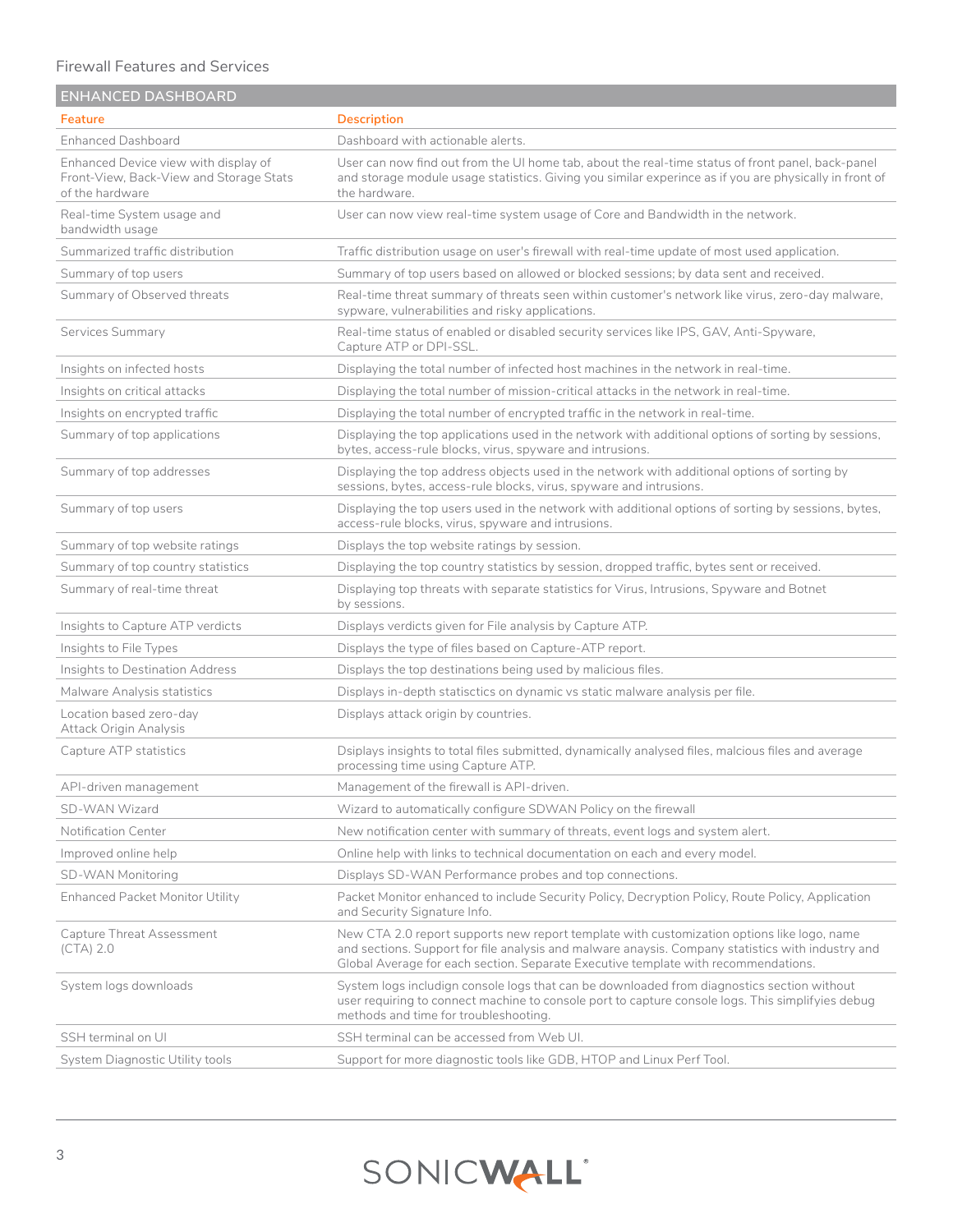Firewall Features and Services

| ENHANCED DASHBOARD | |
|---|---|
| **Feature** | **Description** |
| Enhanced Dashboard | Dashboard with actionable alerts. |
| Enhanced Device view with display of Front-View, Back-View and Storage Stats of the hardware | User can now find out from the UI home tab, about the real-time status of front panel, back-panel and storage module usage statistics. Giving you similar experince as if you are physically in front of the hardware. |
| Real-time System usage and bandwidth usage | User can now view real-time system usage of Core and Bandwidth in the network. |
| Summarized traffic distribution | Traffic distribution usage on user's firewall with real-time update of most used application. |
| Summary of top users | Summary of top users based on allowed or blocked sessions; by data sent and received. |
| Summary of Observed threats | Real-time threat summary of threats seen within customer's network like virus, zero-day malware, sypware, vulnerabilities and risky applications. |
| Services Summary | Real-time status of enabled or disabled security services like IPS, GAV, Anti-Spyware, Capture ATP or DPI-SSL. |
| Insights on infected hosts | Displaying the total number of infected host machines in the network in real-time. |
| Insights on critical attacks | Displaying the total number of mission-critical attacks in the network in real-time. |
| Insights on encrypted traffic | Displaying the total number of encrypted traffic in the network in real-time. |
| Summary of top applications | Displaying the top applications used in the network with additional options of sorting by sessions, bytes, access-rule blocks, virus, spyware and intrusions. |
| Summary of top addresses | Displaying the top address objects used in the network with additional options of sorting by sessions, bytes, access-rule blocks, virus, spyware and intrusions. |
| Summary of top users | Displaying the top users used in the network with additional options of sorting by sessions, bytes, access-rule blocks, virus, spyware and intrusions. |
| Summary of top website ratings | Displays the top website ratings by session. |
| Summary of top country statistics | Displaying the top country statistics by session, dropped traffic, bytes sent or received. |
| Summary of real-time threat | Displaying top threats with separate statistics for Virus, Intrusions, Spyware and Botnet by sessions. |
| Insights to Capture ATP verdicts | Displays verdicts given for File analysis by Capture ATP. |
| Insights to File Types | Displays the type of files based on Capture-ATP report. |
| Insights to Destination Address | Displays the top destinations being used by malicious files. |
| Malware Analysis statistics | Displays in-depth statisctics on dynamic vs static malware analysis per file. |
| Location based zero-day Attack Origin Analysis | Displays attack origin by countries. |
| Capture ATP statistics | Dsiplays insights to total files submitted, dynamically analysed files, malcious files and average processing time using Capture ATP. |
| API-driven management | Management of the firewall is API-driven. |
| SD-WAN Wizard | Wizard to automatically configure SDWAN Policy on the firewall |
| Notification Center | New notification center with summary of threats, event logs and system alert. |
| Improved online help | Online help with links to technical documentation on each and every model. |
| SD-WAN Monitoring | Displays SD-WAN Performance probes and top connections. |
| Enhanced Packet Monitor Utility | Packet Monitor enhanced to include Security Policy, Decryption Policy, Route Policy, Application and Security Signature Info. |
| Capture Threat Assessment (CTA) 2.0 | New CTA 2.0 report supports new report template with customization options like logo, name and sections. Support for file analysis and malware anaysis. Company statistics with industry and Global Average for each section. Separate Executive template with recommendations. |
| System logs downloads | System logs includign console logs that can be downloaded from diagnostics section without user requiring to connect machine to console port to capture console logs. This simplifyies debug methods and time for troubleshooting. |
| SSH terminal on UI | SSH terminal can be accessed from Web UI. |
| System Diagnostic Utility tools | Support for more diagnostic tools like GDB, HTOP and Linux Perf Tool. |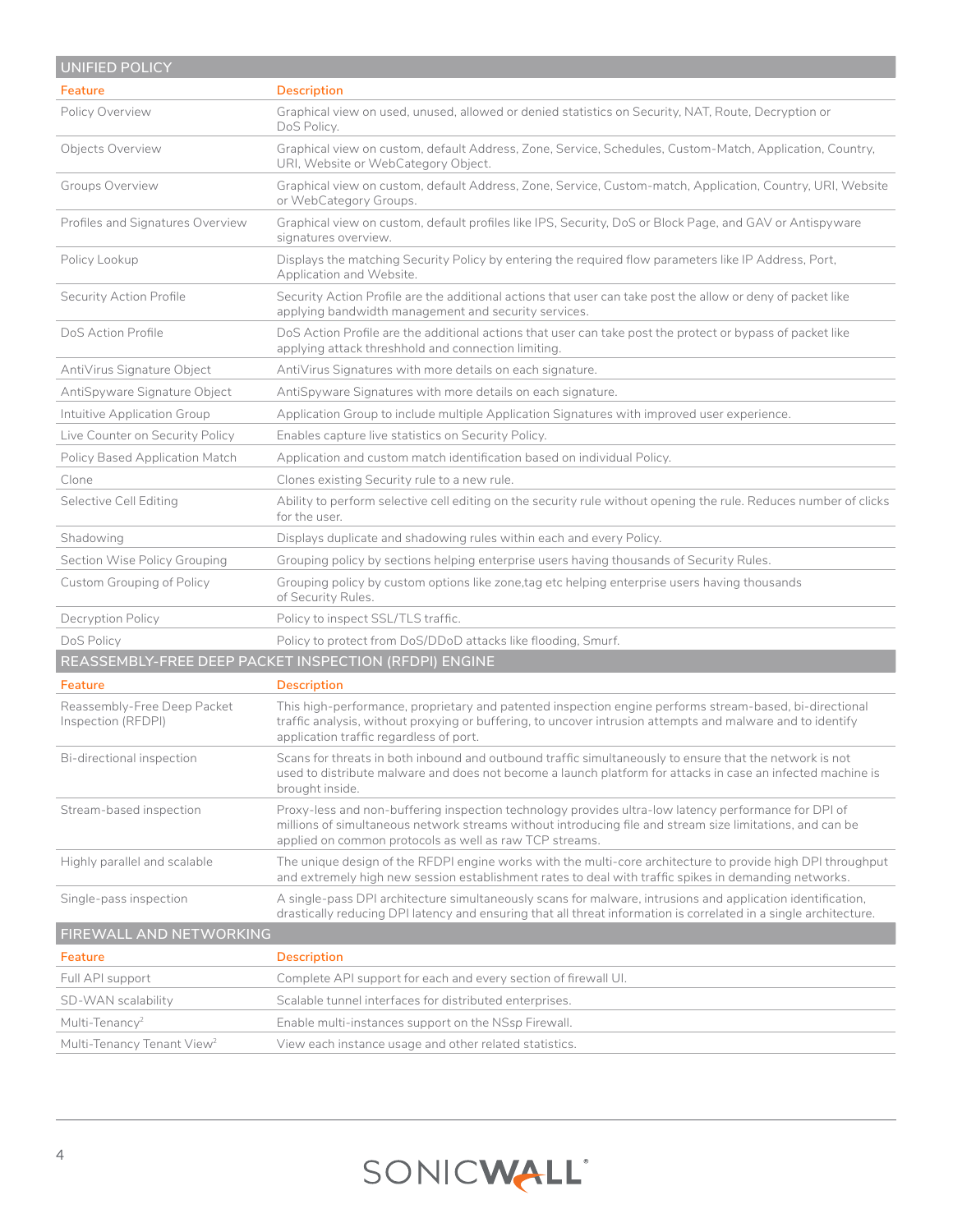## UNIFIED POLICY

| Feature | Description |
|---|---|
| Policy Overview | Graphical view on used, unused, allowed or denied statistics on Security, NAT, Route, Decryption or DoS Policy. |
| Objects Overview | Graphical view on custom, default Address, Zone, Service, Schedules, Custom-Match, Application, Country, URI, Website or WebCategory Object. |
| Groups Overview | Graphical view on custom, default Address, Zone, Service, Custom-match, Application, Country, URI, Website or WebCategory Groups. |
| Profiles and Signatures Overview | Graphical view on custom, default profiles like IPS, Security, DoS or Block Page, and GAV or Antispyware signatures overview. |
| Policy Lookup | Displays the matching Security Policy by entering the required flow parameters like IP Address, Port, Application and Website. |
| Security Action Profile | Security Action Profile are the additional actions that user can take post the allow or deny of packet like applying bandwidth management and security services. |
| DoS Action Profile | DoS Action Profile are the additional actions that user can take post the protect or bypass of packet like applying attack threshhold and connection limiting. |
| AntiVirus Signature Object | AntiVirus Signatures with more details on each signature. |
| AntiSpyware Signature Object | AntiSpyware Signatures with more details on each signature. |
| Intuitive Application Group | Application Group to include multiple Application Signatures with improved user experience. |
| Live Counter on Security Policy | Enables capture live statistics on Security Policy. |
| Policy Based Application Match | Application and custom match identification based on individual Policy. |
| Clone | Clones existing Security rule to a new rule. |
| Selective Cell Editing | Ability to perform selective cell editing on the security rule without opening the rule. Reduces number of clicks for the user. |
| Shadowing | Displays duplicate and shadowing rules within each and every Policy. |
| Section Wise Policy Grouping | Grouping policy by sections helping enterprise users having thousands of Security Rules. |
| Custom Grouping of Policy | Grouping policy by custom options like zone,tag etc helping enterprise users having thousands of Security Rules. |
| Decryption Policy | Policy to inspect SSL/TLS traffic. |
| DoS Policy | Policy to protect from DoS/DDoD attacks like flooding, Smurf. |

## REASSEMBLY-FREE DEEP PACKET INSPECTION (RFDPI) ENGINE

| Feature | Description |
|---|---|
| Reassembly-Free Deep Packet Inspection (RFDPI) | This high-performance, proprietary and patented inspection engine performs stream-based, bi-directional traffic analysis, without proxying or buffering, to uncover intrusion attempts and malware and to identify application traffic regardless of port. |
| Bi-directional inspection | Scans for threats in both inbound and outbound traffic simultaneously to ensure that the network is not used to distribute malware and does not become a launch platform for attacks in case an infected machine is brought inside. |
| Stream-based inspection | Proxy-less and non-buffering inspection technology provides ultra-low latency performance for DPI of millions of simultaneous network streams without introducing file and stream size limitations, and can be applied on common protocols as well as raw TCP streams. |
| Highly parallel and scalable | The unique design of the RFDPI engine works with the multi-core architecture to provide high DPI throughput and extremely high new session establishment rates to deal with traffic spikes in demanding networks. |
| Single-pass inspection | A single-pass DPI architecture simultaneously scans for malware, intrusions and application identification, drastically reducing DPI latency and ensuring that all threat information is correlated in a single architecture. |

## FIREWALL AND NETWORKING

| Feature | Description |
|---|---|
| Full API support | Complete API support for each and every section of firewall UI. |
| SD-WAN scalability | Scalable tunnel interfaces for distributed enterprises. |
| Multi-Tenancy[2] | Enable multi-instances support on the NSsp Firewall. |
| Multi-Tenancy Tenant View[2] | View each instance usage and other related statistics. |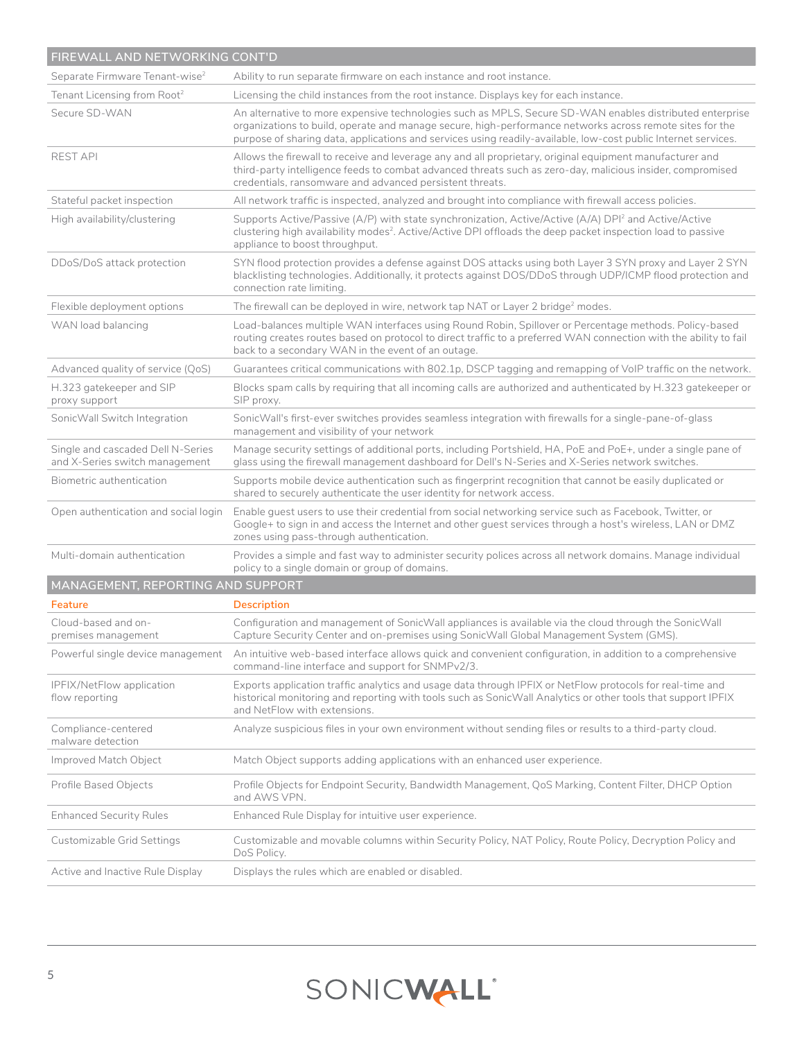## FIREWALL AND NETWORKING CONT'D

| | |
|---|---|
| Separate Firmware Tenant-wise[2] | Ability to run separate firmware on each instance and root instance. |
| Tenant Licensing from Root[2] | Licensing the child instances from the root instance. Displays key for each instance. |
| Secure SD-WAN | An alternative to more expensive technologies such as MPLS, Secure SD-WAN enables distributed enterprise organizations to build, operate and manage secure, high-performance networks across remote sites for the purpose of sharing data, applications and services using readily-available, low-cost public Internet services. |
| REST API | Allows the firewall to receive and leverage any and all proprietary, original equipment manufacturer and third-party intelligence feeds to combat advanced threats such as zero-day, malicious insider, compromised credentials, ransomware and advanced persistent threats. |
| Stateful packet inspection | All network traffic is inspected, analyzed and brought into compliance with firewall access policies. |
| High availability/clustering | Supports Active/Passive (A/P) with state synchronization, Active/Active (A/A) DPI[2] and Active/Active clustering high availability modes[2]. Active/Active DPI offloads the deep packet inspection load to passive appliance to boost throughput. |
| DDoS/DoS attack protection | SYN flood protection provides a defense against DOS attacks using both Layer 3 SYN proxy and Layer 2 SYN blacklisting technologies. Additionally, it protects against DOS/DDoS through UDP/ICMP flood protection and connection rate limiting. |
| Flexible deployment options | The firewall can be deployed in wire, network tap NAT or Layer 2 bridge[2] modes. |
| WAN load balancing | Load-balances multiple WAN interfaces using Round Robin, Spillover or Percentage methods. Policy-based routing creates routes based on protocol to direct traffic to a preferred WAN connection with the ability to fail back to a secondary WAN in the event of an outage. |
| Advanced quality of service (QoS) | Guarantees critical communications with 802.1p, DSCP tagging and remapping of VoIP traffic on the network. |
| H.323 gatekeeper and SIP proxy support | Blocks spam calls by requiring that all incoming calls are authorized and authenticated by H.323 gatekeeper or SIP proxy. |
| SonicWall Switch Integration | SonicWall's first-ever switches provides seamless integration with firewalls for a single-pane-of-glass management and visibility of your network |
| Single and cascaded Dell N-Series and X-Series switch management | Manage security settings of additional ports, including Portshield, HA, PoE and PoE+, under a single pane of glass using the firewall management dashboard for Dell's N-Series and X-Series network switches. |
| Biometric authentication | Supports mobile device authentication such as fingerprint recognition that cannot be easily duplicated or shared to securely authenticate the user identity for network access. |
| Open authentication and social login | Enable guest users to use their credential from social networking service such as Facebook, Twitter, or Google+ to sign in and access the Internet and other guest services through a host's wireless, LAN or DMZ zones using pass-through authentication. |
| Multi-domain authentication | Provides a simple and fast way to administer security polices across all network domains. Manage individual policy to a single domain or group of domains. |

## MANAGEMENT, REPORTING AND SUPPORT

| Feature | Description |
|---|---|
| Cloud-based and on-premises management | Configuration and management of SonicWall appliances is available via the cloud through the SonicWall Capture Security Center and on-premises using SonicWall Global Management System (GMS). |
| Powerful single device management | An intuitive web-based interface allows quick and convenient configuration, in addition to a comprehensive command-line interface and support for SNMPv2/3. |
| IPFIX/NetFlow application flow reporting | Exports application traffic analytics and usage data through IPFIX or NetFlow protocols for real-time and historical monitoring and reporting with tools such as SonicWall Analytics or other tools that support IPFIX and NetFlow with extensions. |
| Compliance-centered malware detection | Analyze suspicious files in your own environment without sending files or results to a third-party cloud. |
| Improved Match Object | Match Object supports adding applications with an enhanced user experience. |
| Profile Based Objects | Profile Objects for Endpoint Security, Bandwidth Management, QoS Marking, Content Filter, DHCP Option and AWS VPN. |
| Enhanced Security Rules | Enhanced Rule Display for intuitive user experience. |
| Customizable Grid Settings | Customizable and movable columns within Security Policy, NAT Policy, Route Policy, Decryption Policy and DoS Policy. |
| Active and Inactive Rule Display | Displays the rules which are enabled or disabled. |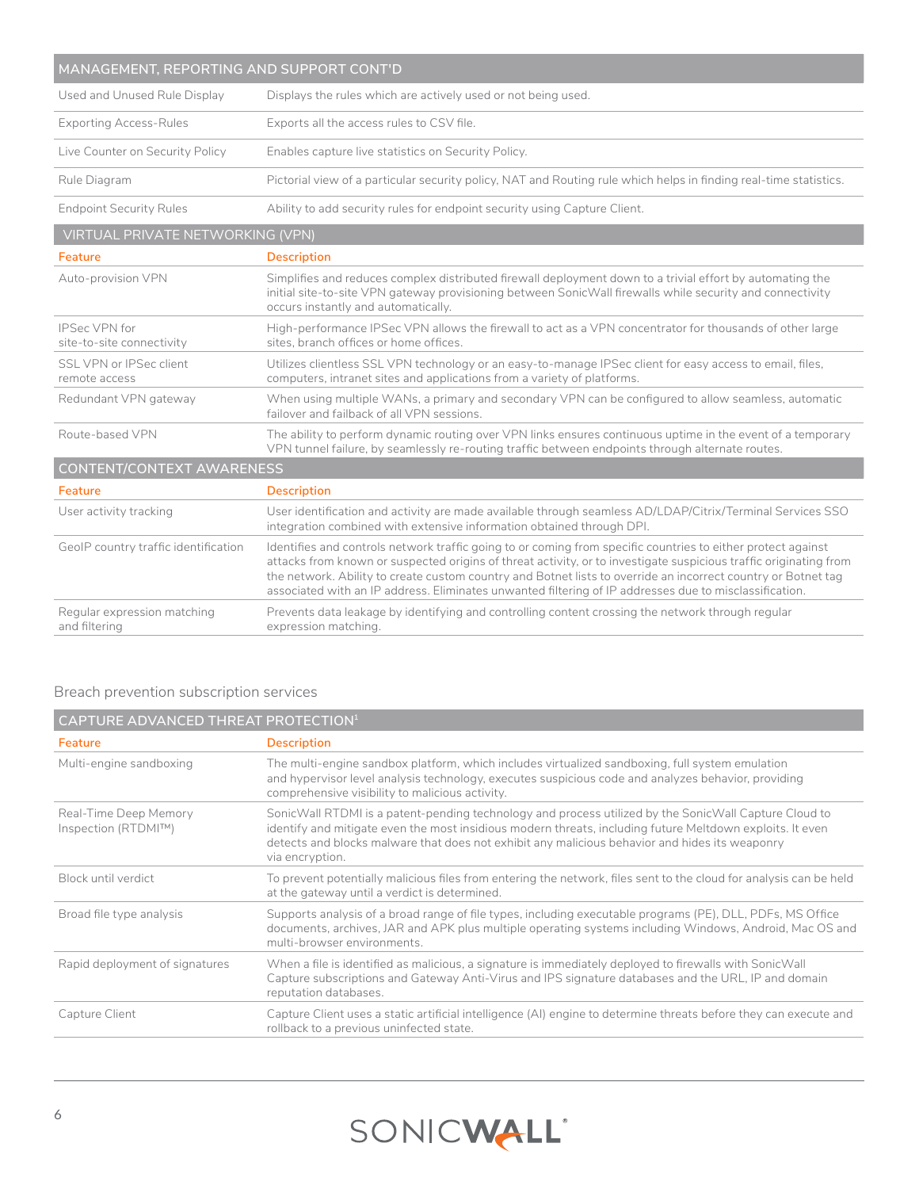| MANAGEMENT, REPORTING AND SUPPORT CONT'D | |
|---|---|
| Used and Unused Rule Display | Displays the rules which are actively used or not being used. |
| Exporting Access-Rules | Exports all the access rules to CSV file. |
| Live Counter on Security Policy | Enables capture live statistics on Security Policy. |
| Rule Diagram | Pictorial view of a particular security policy, NAT and Routing rule which helps in finding real-time statistics. |
| Endpoint Security Rules | Ability to add security rules for endpoint security using Capture Client. |

| VIRTUAL PRIVATE NETWORKING (VPN) | |
|---|---|
| **Feature** | **Description** |
| Auto-provision VPN | Simplifies and reduces complex distributed firewall deployment down to a trivial effort by automating the initial site-to-site VPN gateway provisioning between SonicWall firewalls while security and connectivity occurs instantly and automatically. |
| IPSec VPN for site-to-site connectivity | High-performance IPSec VPN allows the firewall to act as a VPN concentrator for thousands of other large sites, branch offices or home offices. |
| SSL VPN or IPSec client remote access | Utilizes clientless SSL VPN technology or an easy-to-manage IPSec client for easy access to email, files, computers, intranet sites and applications from a variety of platforms. |
| Redundant VPN gateway | When using multiple WANs, a primary and secondary VPN can be configured to allow seamless, automatic failover and failback of all VPN sessions. |
| Route-based VPN | The ability to perform dynamic routing over VPN links ensures continuous uptime in the event of a temporary VPN tunnel failure, by seamlessly re-routing traffic between endpoints through alternate routes. |

| CONTENT/CONTEXT AWARENESS | |
|---|---|
| **Feature** | **Description** |
| User activity tracking | User identification and activity are made available through seamless AD/LDAP/Citrix/Terminal Services SSO integration combined with extensive information obtained through DPI. |
| GeoIP country traffic identification | Identifies and controls network traffic going to or coming from specific countries to either protect against attacks from known or suspected origins of threat activity, or to investigate suspicious traffic originating from the network. Ability to create custom country and Botnet lists to override an incorrect country or Botnet tag associated with an IP address. Eliminates unwanted filtering of IP addresses due to misclassification. |
| Regular expression matching and filtering | Prevents data leakage by identifying and controlling content crossing the network through regular expression matching. |

## Breach prevention subscription services

| CAPTURE ADVANCED THREAT PROTECTION[1] | |
|---|---|
| **Feature** | **Description** |
| Multi-engine sandboxing | The multi-engine sandbox platform, which includes virtualized sandboxing, full system emulation and hypervisor level analysis technology, executes suspicious code and analyzes behavior, providing comprehensive visibility to malicious activity. |
| Real-Time Deep Memory Inspection (RTDMI™) | SonicWall RTDMI is a patent-pending technology and process utilized by the SonicWall Capture Cloud to identify and mitigate even the most insidious modern threats, including future Meltdown exploits. It even detects and blocks malware that does not exhibit any malicious behavior and hides its weaponry via encryption. |
| Block until verdict | To prevent potentially malicious files from entering the network, files sent to the cloud for analysis can be held at the gateway until a verdict is determined. |
| Broad file type analysis | Supports analysis of a broad range of file types, including executable programs (PE), DLL, PDFs, MS Office documents, archives, JAR and APK plus multiple operating systems including Windows, Android, Mac OS and multi-browser environments. |
| Rapid deployment of signatures | When a file is identified as malicious, a signature is immediately deployed to firewalls with SonicWall Capture subscriptions and Gateway Anti-Virus and IPS signature databases and the URL, IP and domain reputation databases. |
| Capture Client | Capture Client uses a static artificial intelligence (AI) engine to determine threats before they can execute and rollback to a previous uninfected state. |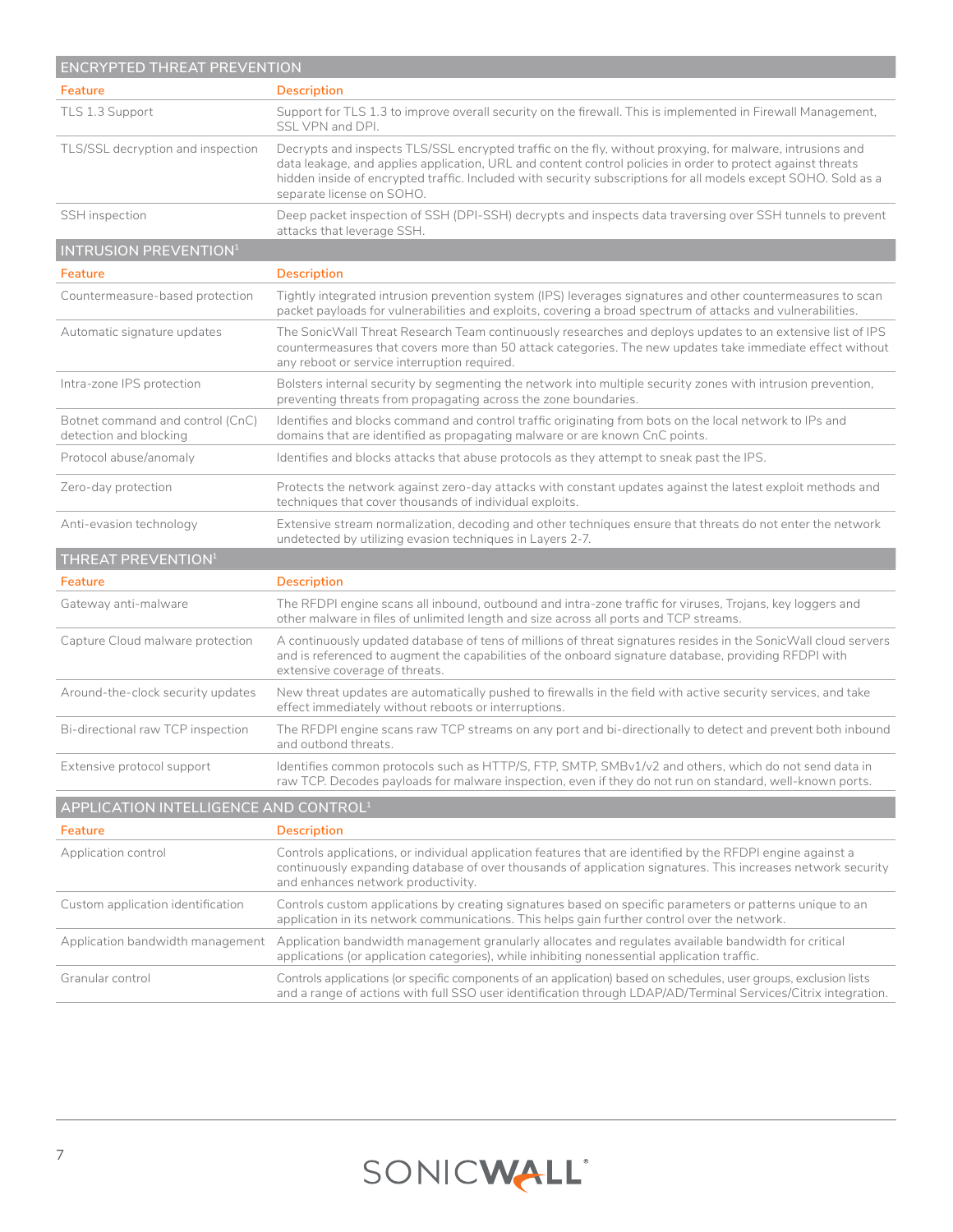## ENCRYPTED THREAT PREVENTION

| Feature | Description |
|---|---|
| TLS 1.3 Support | Support for TLS 1.3 to improve overall security on the firewall. This is implemented in Firewall Management, SSL VPN and DPI. |
| TLS/SSL decryption and inspection | Decrypts and inspects TLS/SSL encrypted traffic on the fly, without proxying, for malware, intrusions and data leakage, and applies application, URL and content control policies in order to protect against threats hidden inside of encrypted traffic. Included with security subscriptions for all models except SOHO. Sold as a separate license on SOHO. |
| SSH inspection | Deep packet inspection of SSH (DPI-SSH) decrypts and inspects data traversing over SSH tunnels to prevent attacks that leverage SSH. |

## INTRUSION PREVENTION[1]

| Feature | Description |
|---|---|
| Countermeasure-based protection | Tightly integrated intrusion prevention system (IPS) leverages signatures and other countermeasures to scan packet payloads for vulnerabilities and exploits, covering a broad spectrum of attacks and vulnerabilities. |
| Automatic signature updates | The SonicWall Threat Research Team continuously researches and deploys updates to an extensive list of IPS countermeasures that covers more than 50 attack categories. The new updates take immediate effect without any reboot or service interruption required. |
| Intra-zone IPS protection | Bolsters internal security by segmenting the network into multiple security zones with intrusion prevention, preventing threats from propagating across the zone boundaries. |
| Botnet command and control (CnC) detection and blocking | Identifies and blocks command and control traffic originating from bots on the local network to IPs and domains that are identified as propagating malware or are known CnC points. |
| Protocol abuse/anomaly | Identifies and blocks attacks that abuse protocols as they attempt to sneak past the IPS. |
| Zero-day protection | Protects the network against zero-day attacks with constant updates against the latest exploit methods and techniques that cover thousands of individual exploits. |
| Anti-evasion technology | Extensive stream normalization, decoding and other techniques ensure that threats do not enter the network undetected by utilizing evasion techniques in Layers 2-7. |

## THREAT PREVENTION[1]

| Feature | Description |
|---|---|
| Gateway anti-malware | The RFDPI engine scans all inbound, outbound and intra-zone traffic for viruses, Trojans, key loggers and other malware in files of unlimited length and size across all ports and TCP streams. |
| Capture Cloud malware protection | A continuously updated database of tens of millions of threat signatures resides in the SonicWall cloud servers and is referenced to augment the capabilities of the onboard signature database, providing RFDPI with extensive coverage of threats. |
| Around-the-clock security updates | New threat updates are automatically pushed to firewalls in the field with active security services, and take effect immediately without reboots or interruptions. |
| Bi-directional raw TCP inspection | The RFDPI engine scans raw TCP streams on any port and bi-directionally to detect and prevent both inbound and outbond threats. |
| Extensive protocol support | Identifies common protocols such as HTTP/S, FTP, SMTP, SMBv1/v2 and others, which do not send data in raw TCP. Decodes payloads for malware inspection, even if they do not run on standard, well-known ports. |

## APPLICATION INTELLIGENCE AND CONTROL[1]

| Feature | Description |
|---|---|
| Application control | Controls applications, or individual application features that are identified by the RFDPI engine against a continuously expanding database of over thousands of application signatures. This increases network security and enhances network productivity. |
| Custom application identification | Controls custom applications by creating signatures based on specific parameters or patterns unique to an application in its network communications. This helps gain further control over the network. |
| Application bandwidth management | Application bandwidth management granularly allocates and regulates available bandwidth for critical applications (or application categories), while inhibiting nonessential application traffic. |
| Granular control | Controls applications (or specific components of an application) based on schedules, user groups, exclusion lists and a range of actions with full SSO user identification through LDAP/AD/Terminal Services/Citrix integration. |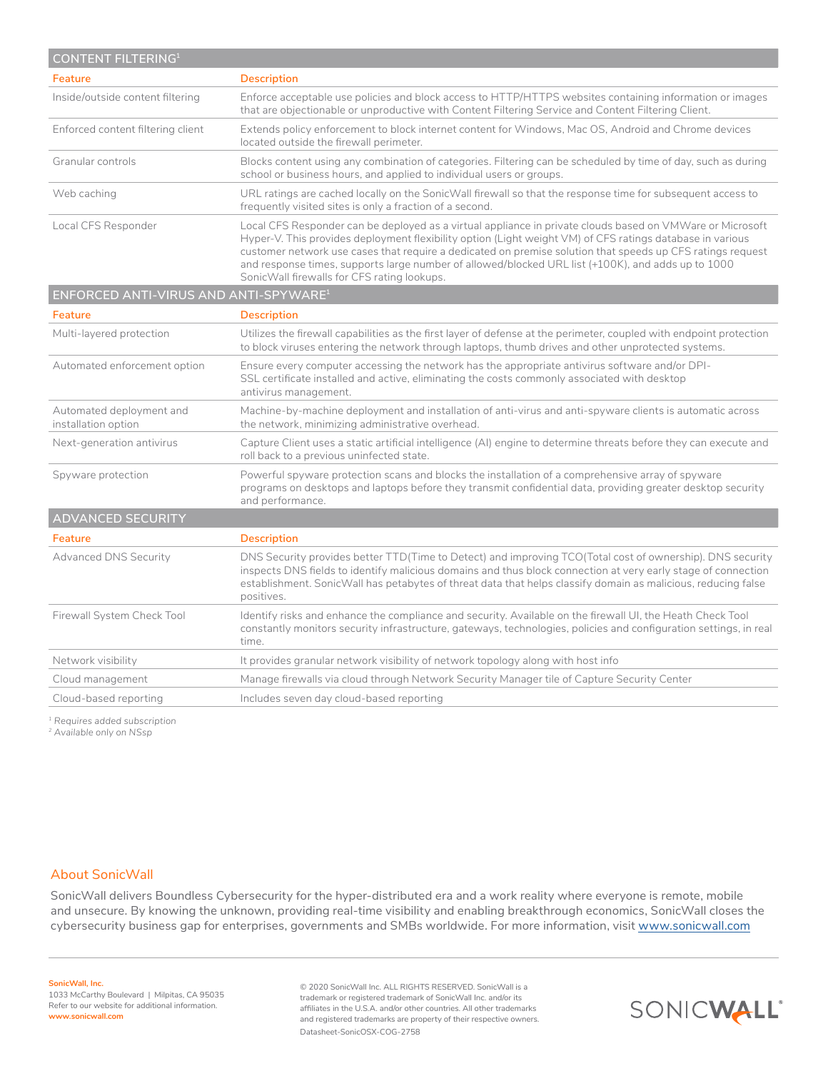## CONTENT FILTERING[1]

| Feature | Description |
|---|---|
| Inside/outside content filtering | Enforce acceptable use policies and block access to HTTP/HTTPS websites containing information or images that are objectionable or unproductive with Content Filtering Service and Content Filtering Client. |
| Enforced content filtering client | Extends policy enforcement to block internet content for Windows, Mac OS, Android and Chrome devices located outside the firewall perimeter. |
| Granular controls | Blocks content using any combination of categories. Filtering can be scheduled by time of day, such as during school or business hours, and applied to individual users or groups. |
| Web caching | URL ratings are cached locally on the SonicWall firewall so that the response time for subsequent access to frequently visited sites is only a fraction of a second. |
| Local CFS Responder | Local CFS Responder can be deployed as a virtual appliance in private clouds based on VMWare or Microsoft Hyper-V. This provides deployment flexibility option (Light weight VM) of CFS ratings database in various customer network use cases that require a dedicated on premise solution that speeds up CFS ratings request and response times, supports large number of allowed/blocked URL list (+100K), and adds up to 1000 SonicWall firewalls for CFS rating lookups. |

## ENFORCED ANTI-VIRUS AND ANTI-SPYWARE[1]

| Feature | Description |
|---|---|
| Multi-layered protection | Utilizes the firewall capabilities as the first layer of defense at the perimeter, coupled with endpoint protection to block viruses entering the network through laptops, thumb drives and other unprotected systems. |
| Automated enforcement option | Ensure every computer accessing the network has the appropriate antivirus software and/or DPI-SSL certificate installed and active, eliminating the costs commonly associated with desktop antivirus management. |
| Automated deployment and installation option | Machine-by-machine deployment and installation of anti-virus and anti-spyware clients is automatic across the network, minimizing administrative overhead. |
| Next-generation antivirus | Capture Client uses a static artificial intelligence (AI) engine to determine threats before they can execute and roll back to a previous uninfected state. |
| Spyware protection | Powerful spyware protection scans and blocks the installation of a comprehensive array of spyware programs on desktops and laptops before they transmit confidential data, providing greater desktop security and performance. |

## ADVANCED SECURITY

| Feature | Description |
|---|---|
| Advanced DNS Security | DNS Security provides better TTD(Time to Detect) and improving TCO(Total cost of ownership). DNS security inspects DNS fields to identify malicious domains and thus block connection at very early stage of connection establishment. SonicWall has petabytes of threat data that helps classify domain as malicious, reducing false positives. |
| Firewall System Check Tool | Identify risks and enhance the compliance and security. Available on the firewall UI, the Heath Check Tool constantly monitors security infrastructure, gateways, technologies, policies and configuration settings, in real time. |
| Network visibility | It provides granular network visibility of network topology along with host info |
| Cloud management | Manage firewalls via cloud through Network Security Manager tile of Capture Security Center |
| Cloud-based reporting | Includes seven day cloud-based reporting |

*[1] Requires added subscription*
*[2] Available only on NSsp*

## About SonicWall

SonicWall delivers Boundless Cybersecurity for the hyper-distributed era and a work reality where everyone is remote, mobile and unsecure. By knowing the unknown, providing real-time visibility and enabling breakthrough economics, SonicWall closes the cybersecurity business gap for enterprises, governments and SMBs worldwide. For more information, visit www.sonicwall.com

**SonicWall, Inc.**
1033 McCarthy Boulevard | Milpitas, CA 95035
Refer to our website for additional information.
www.sonicwall.com

© 2020 SonicWall Inc. ALL RIGHTS RESERVED. SonicWall is a trademark or registered trademark of SonicWall Inc. and/or its affiliates in the U.S.A. and/or other countries. All other trademarks and registered trademarks are property of their respective owners.
Datasheet-SonicOSX-COG-2758

SONICWALL®